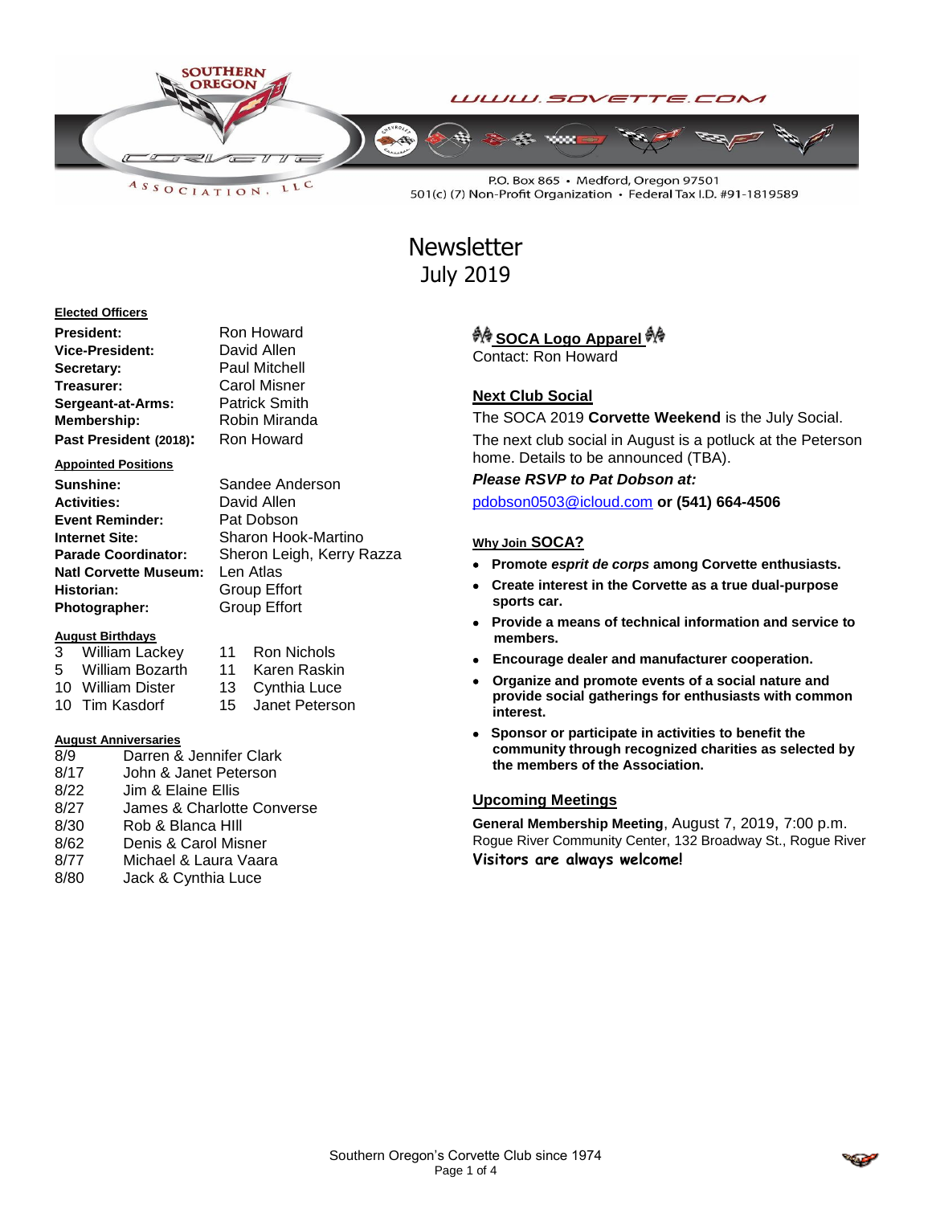WWW.SOVETTE.COM

P.O. Box 865 • Medford, Oregon 97501
501(c) (7) Non-Profit Organization • Federal Tax I.D. #91-1819589

# Newsletter
## July 2019

**Elected Officers**

| | |
|---|---|
| **President:** | Ron Howard |
| **Vice-President:** | David Allen |
| **Secretary:** | Paul Mitchell |
| **Treasurer:** | Carol Misner |
| **Sergeant-at-Arms:** | Patrick Smith |
| **Membership:** | Robin Miranda |
| **Past President (2018):** | Ron Howard |

**Appointed Positions**

| | |
|---|---|
| **Sunshine:** | Sandee Anderson |
| **Activities:** | David Allen |
| **Event Reminder:** | Pat Dobson |
| **Internet Site:** | Sharon Hook-Martino |
| **Parade Coordinator:** | Sheron Leigh, Kerry Razza |
| **Natl Corvette Museum:** | Len Atlas |
| **Historian:** | Group Effort |
| **Photographer:** | Group Effort |

**August Birthdays**

| | | | |
|---|---|---|---|
| 3 | William Lackey | 11 | Ron Nichols |
| 5 | William Bozarth | 11 | Karen Raskin |
| 10 | William Dister | 13 | Cynthia Luce |
| 10 | Tim Kasdorf | 15 | Janet Peterson |

**August Anniversaries**

| | |
|---|---|
| 8/9 | Darren & Jennifer Clark |
| 8/17 | John & Janet Peterson |
| 8/22 | Jim & Elaine Ellis |
| 8/27 | James & Charlotte Converse |
| 8/30 | Rob & Blanca HIll |
| 8/62 | Denis & Carol Misner |
| 8/77 | Michael & Laura Vaara |
| 8/80 | Jack & Cynthia Luce |

### SOCA Logo Apparel

Contact: Ron Howard

### Next Club Social

The SOCA 2019 **Corvette Weekend** is the July Social.

The next club social in August is a potluck at the Peterson home. Details to be announced (TBA).

***Please RSVP to Pat Dobson at:***

pdobson0503@icloud.com **or (541) 664-4506**

### Why Join SOCA?

- **Promote *esprit de corps* among Corvette enthusiasts.**
- **Create interest in the Corvette as a true dual-purpose sports car.**
- **Provide a means of technical information and service to members.**
- **Encourage dealer and manufacturer cooperation.**
- **Organize and promote events of a social nature and provide social gatherings for enthusiasts with common interest.**
- **Sponsor or participate in activities to benefit the community through recognized charities as selected by the members of the Association.**

### Upcoming Meetings

**General Membership Meeting**, August 7, 2019, 7:00 p.m.
Rogue River Community Center, 132 Broadway St., Rogue River

**Visitors are always welcome!**

Southern Oregon's Corvette Club since 1974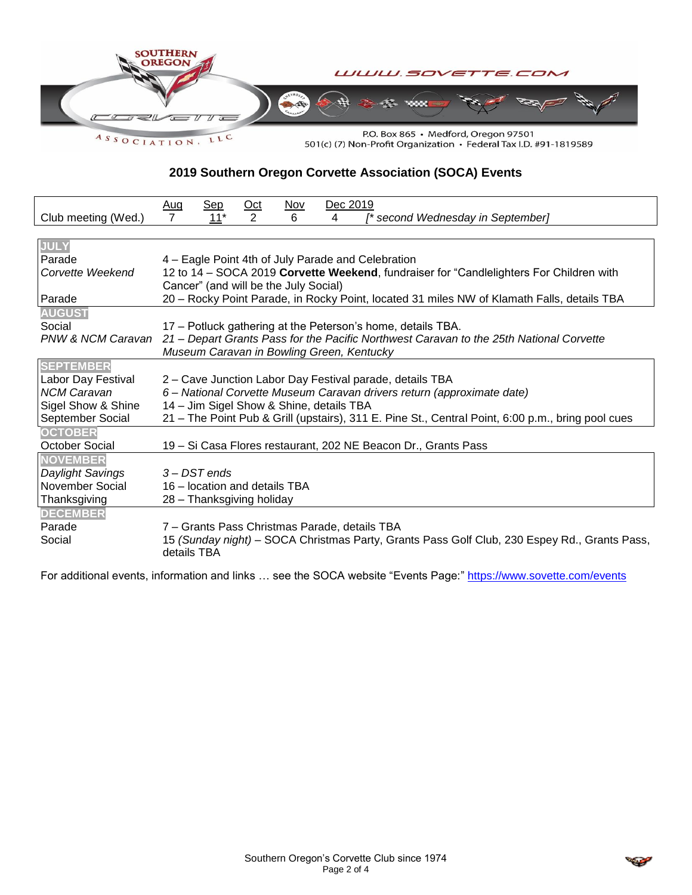SOUTHERN OREGON CORVETTE ASSOCIATION, LLC

WWW.SOVETTE.COM

P.O. Box 865 • Medford, Oregon 97501
501(c) (7) Non-Profit Organization • Federal Tax I.D. #91-1819589

## 2019 Southern Oregon Corvette Association (SOCA) Events

| | Aug | Sep | Oct | Nov | Dec 2019 | |
|---|---|---|---|---|---|---|
| Club meeting (Wed.) | 7 | 11* | 2 | 6 | 4 | *[* second Wednesday in September]* |

| | |
|---|---|
| **JULY** | |
| Parade | 4 – Eagle Point 4th of July Parade and Celebration |
| *Corvette Weekend* | 12 to 14 – SOCA 2019 **Corvette Weekend**, fundraiser for “Candlelighters For Children with Cancer” (and will be the July Social) |
| Parade | 20 – Rocky Point Parade, in Rocky Point, located 31 miles NW of Klamath Falls, details TBA |
| **AUGUST** | |
| Social | 17 – Potluck gathering at the Peterson’s home, details TBA. |
| *PNW & NCM Caravan* | *21 – Depart Grants Pass for the Pacific Northwest Caravan to the 25th National Corvette Museum Caravan in Bowling Green, Kentucky* |
| **SEPTEMBER** | |
| Labor Day Festival | 2 – Cave Junction Labor Day Festival parade, details TBA |
| *NCM Caravan* | *6 – National Corvette Museum Caravan drivers return (approximate date)* |
| Sigel Show & Shine | 14 – Jim Sigel Show & Shine, details TBA |
| September Social | 21 – The Point Pub & Grill (upstairs), 311 E. Pine St., Central Point, 6:00 p.m., bring pool cues |
| **OCTOBER** | |
| October Social | 19 – Si Casa Flores restaurant, 202 NE Beacon Dr., Grants Pass |
| **NOVEMBER** | |
| *Daylight Savings* | *3 – DST ends* |
| November Social | 16 – location and details TBA |
| Thanksgiving | 28 – Thanksgiving holiday |
| **DECEMBER** | |
| Parade | 7 – Grants Pass Christmas Parade, details TBA |
| Social | 15 *(Sunday night)* – SOCA Christmas Party, Grants Pass Golf Club, 230 Espey Rd., Grants Pass, details TBA |

For additional events, information and links … see the SOCA website “Events Page:” https://www.sovette.com/events

Southern Oregon’s Corvette Club since 1974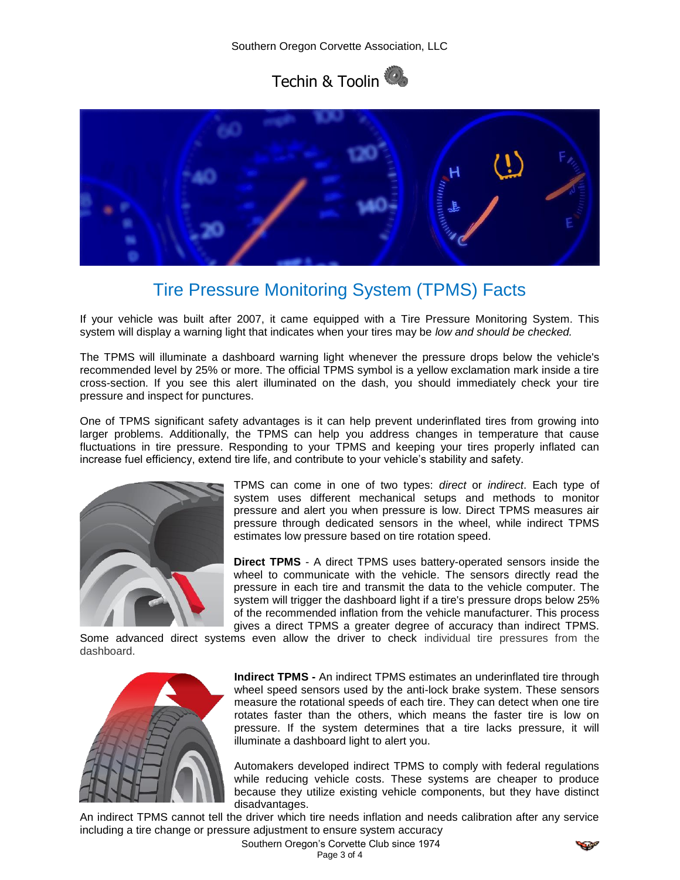# Techin & Toolin

## Tire Pressure Monitoring System (TPMS) Facts

If your vehicle was built after 2007, it came equipped with a Tire Pressure Monitoring System. This system will display a warning light that indicates when your tires may be *low and should be checked.*

The TPMS will illuminate a dashboard warning light whenever the pressure drops below the vehicle's recommended level by 25% or more. The official TPMS symbol is a yellow exclamation mark inside a tire cross-section. If you see this alert illuminated on the dash, you should immediately check your tire pressure and inspect for punctures.

One of TPMS significant safety advantages is it can help prevent underinflated tires from growing into larger problems. Additionally, the TPMS can help you address changes in temperature that cause fluctuations in tire pressure. Responding to your TPMS and keeping your tires properly inflated can increase fuel efficiency, extend tire life, and contribute to your vehicle's stability and safety.

TPMS can come in one of two types: *direct* or *indirect*. Each type of system uses different mechanical setups and methods to monitor pressure and alert you when pressure is low. Direct TPMS measures air pressure through dedicated sensors in the wheel, while indirect TPMS estimates low pressure based on tire rotation speed.

**Direct TPMS** - A direct TPMS uses battery-operated sensors inside the wheel to communicate with the vehicle. The sensors directly read the pressure in each tire and transmit the data to the vehicle computer. The system will trigger the dashboard light if a tire's pressure drops below 25% of the recommended inflation from the vehicle manufacturer. This process gives a direct TPMS a greater degree of accuracy than indirect TPMS. Some advanced direct systems even allow the driver to check individual tire pressures from the dashboard.

**Indirect TPMS -** An indirect TPMS estimates an underinflated tire through wheel speed sensors used by the anti-lock brake system. These sensors measure the rotational speeds of each tire. They can detect when one tire rotates faster than the others, which means the faster tire is low on pressure. If the system determines that a tire lacks pressure, it will illuminate a dashboard light to alert you.

Automakers developed indirect TPMS to comply with federal regulations while reducing vehicle costs. These systems are cheaper to produce because they utilize existing vehicle components, but they have distinct disadvantages. An indirect TPMS cannot tell the driver which tire needs inflation and needs calibration after any service including a tire change or pressure adjustment to ensure system accuracy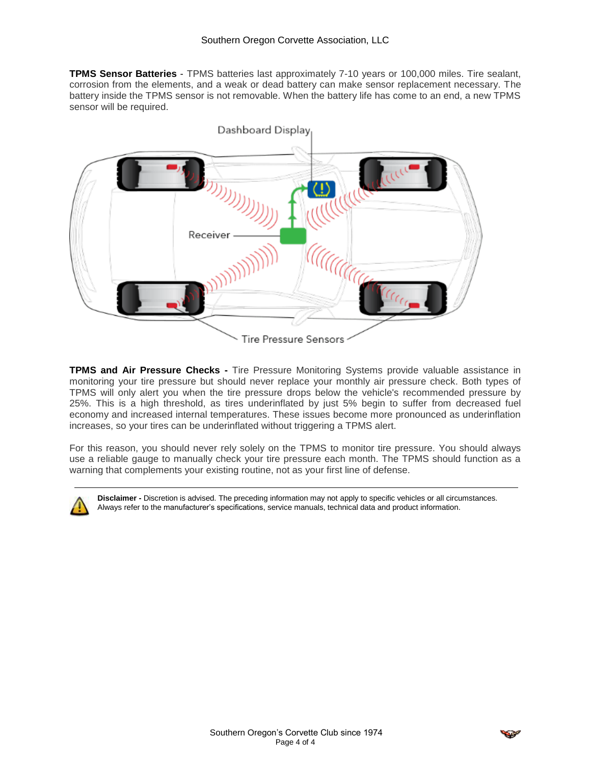**TPMS Sensor Batteries** - TPMS batteries last approximately 7-10 years or 100,000 miles. Tire sealant, corrosion from the elements, and a weak or dead battery can make sensor replacement necessary. The battery inside the TPMS sensor is not removable. When the battery life has come to an end, a new TPMS sensor will be required.

Dashboard Display

Receiver

Tire Pressure Sensors

**TPMS and Air Pressure Checks -** Tire Pressure Monitoring Systems provide valuable assistance in monitoring your tire pressure but should never replace your monthly air pressure check. Both types of TPMS will only alert you when the tire pressure drops below the vehicle's recommended pressure by 25%. This is a high threshold, as tires underinflated by just 5% begin to suffer from decreased fuel economy and increased internal temperatures. These issues become more pronounced as underinflation increases, so your tires can be underinflated without triggering a TPMS alert.

For this reason, you should never rely solely on the TPMS to monitor tire pressure. You should always use a reliable gauge to manually check your tire pressure each month. The TPMS should function as a warning that complements your existing routine, not as your first line of defense.

---

**Disclaimer -** Discretion is advised. The preceding information may not apply to specific vehicles or all circumstances. Always refer to the manufacturer's specifications, service manuals, technical data and product information.